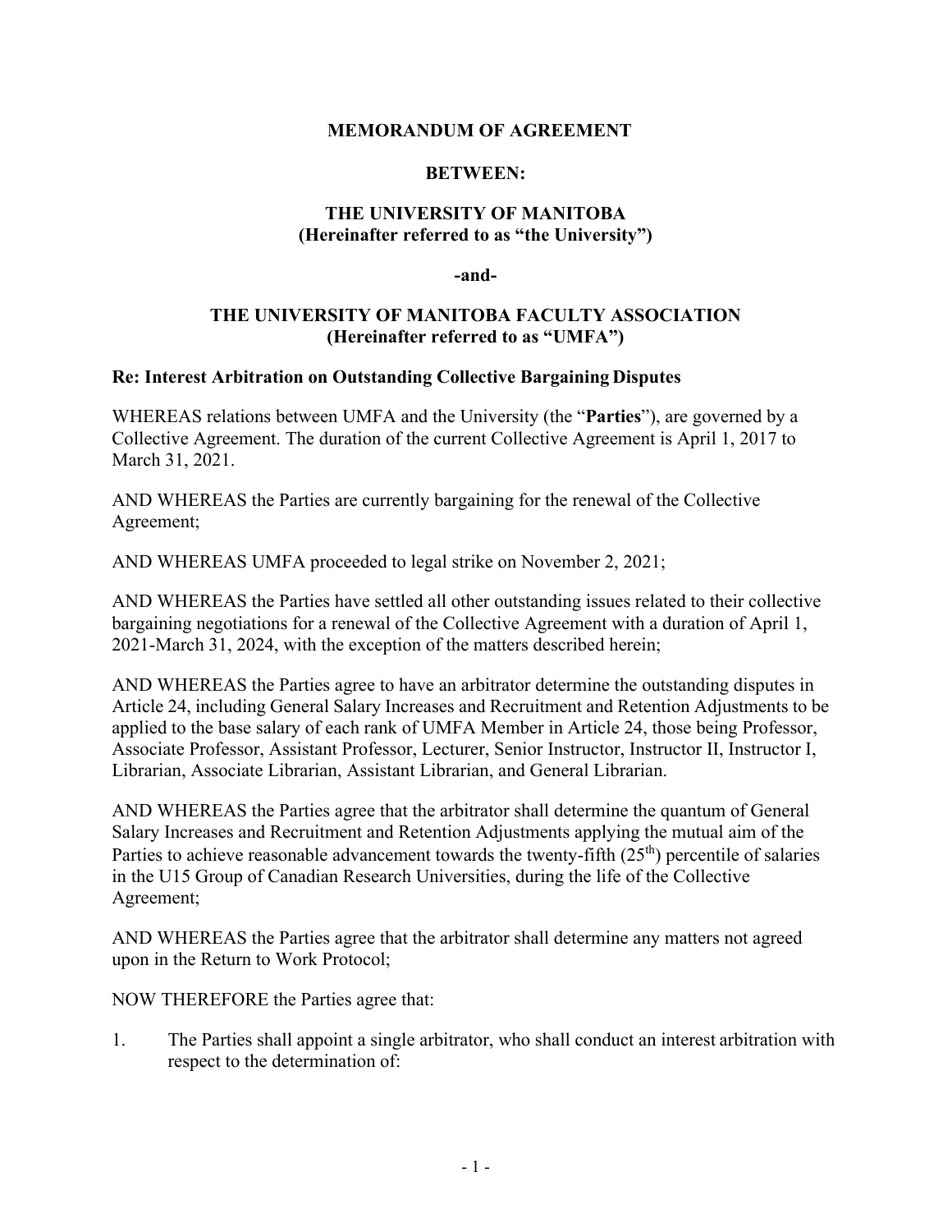**MEMORANDUM OF AGREEMENT**

**BETWEEN:**

**THE UNIVERSITY OF MANITOBA**
**(Hereinafter referred to as "the University")**

**-and-**

**THE UNIVERSITY OF MANITOBA FACULTY ASSOCIATION**
**(Hereinafter referred to as "UMFA")**

**Re: Interest Arbitration on Outstanding Collective Bargaining Disputes**

WHEREAS relations between UMFA and the University (the "**Parties**"), are governed by a Collective Agreement. The duration of the current Collective Agreement is April 1, 2017 to March 31, 2021.

AND WHEREAS the Parties are currently bargaining for the renewal of the Collective Agreement;

AND WHEREAS UMFA proceeded to legal strike on November 2, 2021;

AND WHEREAS the Parties have settled all other outstanding issues related to their collective bargaining negotiations for a renewal of the Collective Agreement with a duration of April 1, 2021-March 31, 2024, with the exception of the matters described herein;

AND WHEREAS the Parties agree to have an arbitrator determine the outstanding disputes in Article 24, including General Salary Increases and Recruitment and Retention Adjustments to be applied to the base salary of each rank of UMFA Member in Article 24, those being Professor, Associate Professor, Assistant Professor, Lecturer, Senior Instructor, Instructor II, Instructor I, Librarian, Associate Librarian, Assistant Librarian, and General Librarian.

AND WHEREAS the Parties agree that the arbitrator shall determine the quantum of General Salary Increases and Recruitment and Retention Adjustments applying the mutual aim of the Parties to achieve reasonable advancement towards the twenty-fifth (25th) percentile of salaries in the U15 Group of Canadian Research Universities, during the life of the Collective Agreement;

AND WHEREAS the Parties agree that the arbitrator shall determine any matters not agreed upon in the Return to Work Protocol;

NOW THEREFORE the Parties agree that:

1. The Parties shall appoint a single arbitrator, who shall conduct an interest arbitration with respect to the determination of: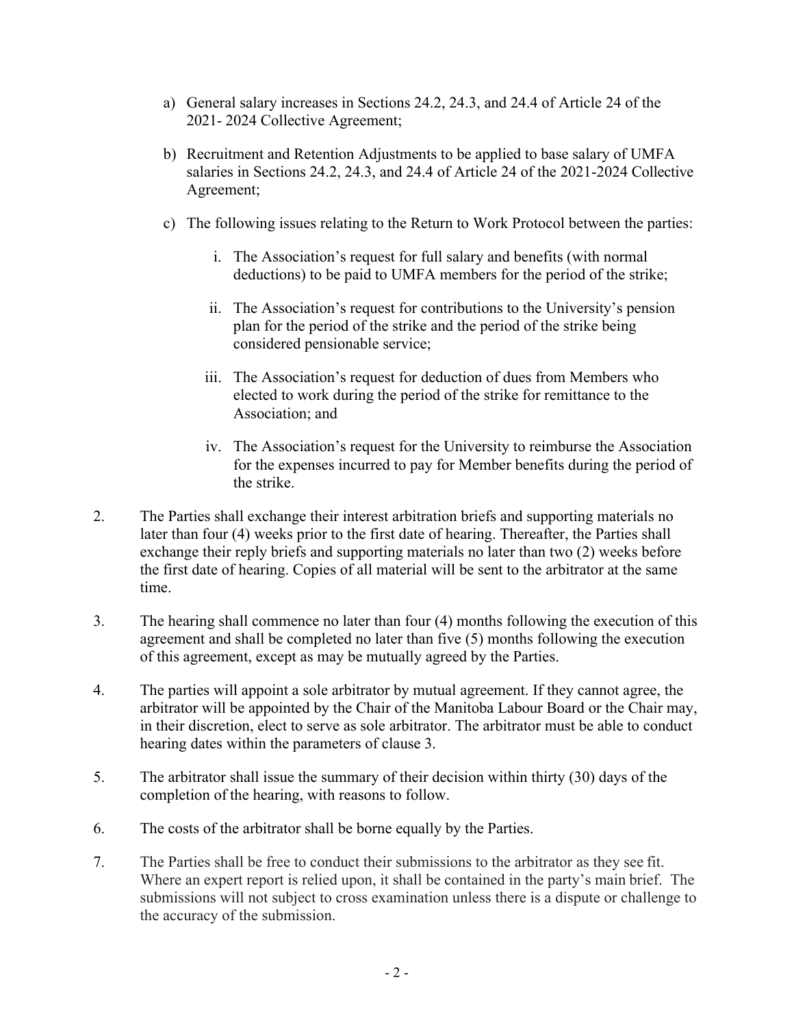a) General salary increases in Sections 24.2, 24.3, and 24.4 of Article 24 of the 2021- 2024 Collective Agreement;

b) Recruitment and Retention Adjustments to be applied to base salary of UMFA salaries in Sections 24.2, 24.3, and 24.4 of Article 24 of the 2021-2024 Collective Agreement;

c) The following issues relating to the Return to Work Protocol between the parties:

   i. The Association's request for full salary and benefits (with normal deductions) to be paid to UMFA members for the period of the strike;

   ii. The Association's request for contributions to the University's pension plan for the period of the strike and the period of the strike being considered pensionable service;

   iii. The Association's request for deduction of dues from Members who elected to work during the period of the strike for remittance to the Association; and

   iv. The Association's request for the University to reimburse the Association for the expenses incurred to pay for Member benefits during the period of the strike.

2. The Parties shall exchange their interest arbitration briefs and supporting materials no later than four (4) weeks prior to the first date of hearing. Thereafter, the Parties shall exchange their reply briefs and supporting materials no later than two (2) weeks before the first date of hearing. Copies of all material will be sent to the arbitrator at the same time.

3. The hearing shall commence no later than four (4) months following the execution of this agreement and shall be completed no later than five (5) months following the execution of this agreement, except as may be mutually agreed by the Parties.

4. The parties will appoint a sole arbitrator by mutual agreement. If they cannot agree, the arbitrator will be appointed by the Chair of the Manitoba Labour Board or the Chair may, in their discretion, elect to serve as sole arbitrator. The arbitrator must be able to conduct hearing dates within the parameters of clause 3.

5. The arbitrator shall issue the summary of their decision within thirty (30) days of the completion of the hearing, with reasons to follow.

6. The costs of the arbitrator shall be borne equally by the Parties.

7. The Parties shall be free to conduct their submissions to the arbitrator as they see fit. Where an expert report is relied upon, it shall be contained in the party's main brief. The submissions will not subject to cross examination unless there is a dispute or challenge to the accuracy of the submission.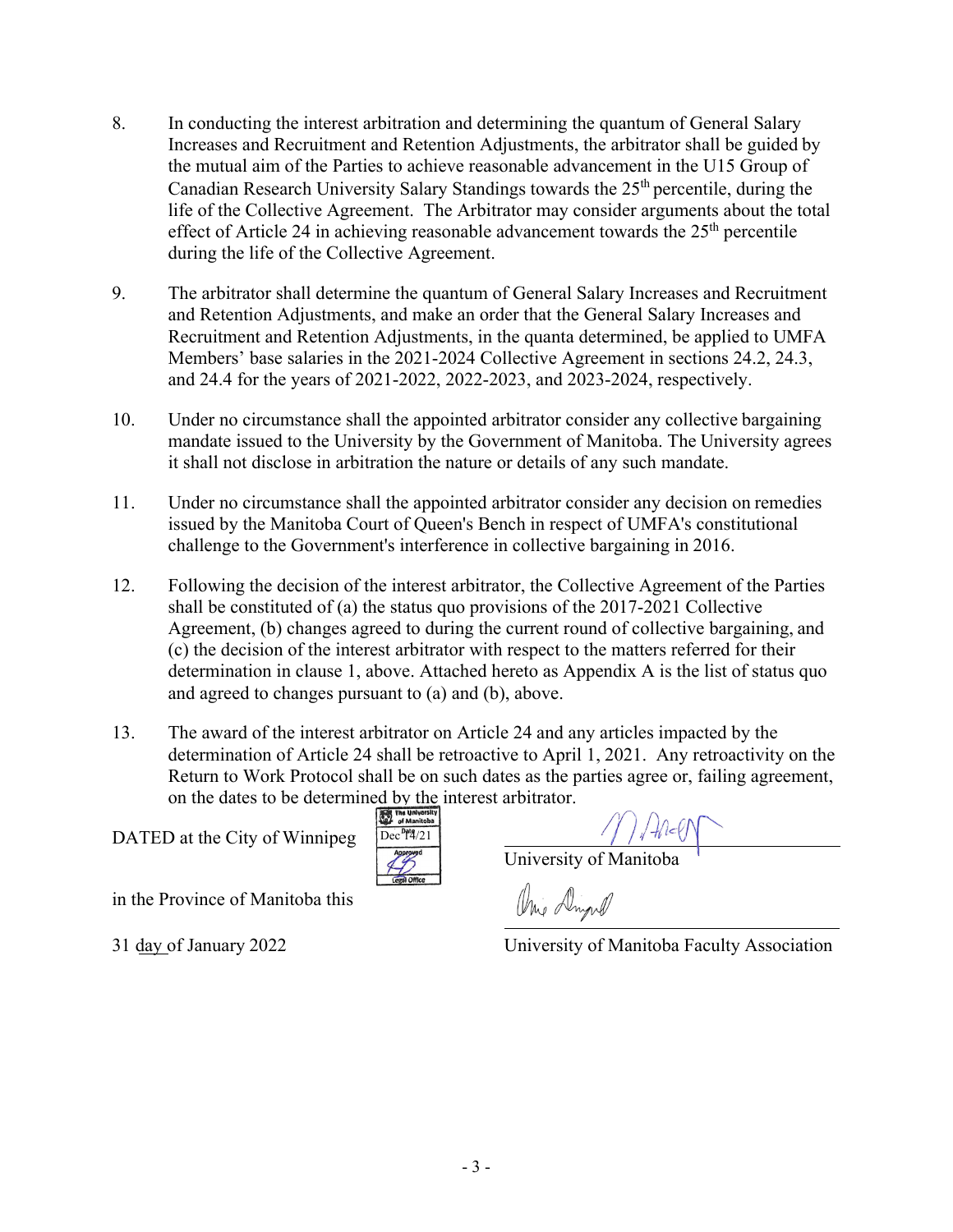8. In conducting the interest arbitration and determining the quantum of General Salary Increases and Recruitment and Retention Adjustments, the arbitrator shall be guided by the mutual aim of the Parties to achieve reasonable advancement in the U15 Group of Canadian Research University Salary Standings towards the 25th percentile, during the life of the Collective Agreement. The Arbitrator may consider arguments about the total effect of Article 24 in achieving reasonable advancement towards the 25th percentile during the life of the Collective Agreement.

9. The arbitrator shall determine the quantum of General Salary Increases and Recruitment and Retention Adjustments, and make an order that the General Salary Increases and Recruitment and Retention Adjustments, in the quanta determined, be applied to UMFA Members' base salaries in the 2021-2024 Collective Agreement in sections 24.2, 24.3, and 24.4 for the years of 2021-2022, 2022-2023, and 2023-2024, respectively.

10. Under no circumstance shall the appointed arbitrator consider any collective bargaining mandate issued to the University by the Government of Manitoba. The University agrees it shall not disclose in arbitration the nature or details of any such mandate.

11. Under no circumstance shall the appointed arbitrator consider any decision on remedies issued by the Manitoba Court of Queen's Bench in respect of UMFA's constitutional challenge to the Government's interference in collective bargaining in 2016.

12. Following the decision of the interest arbitrator, the Collective Agreement of the Parties shall be constituted of (a) the status quo provisions of the 2017-2021 Collective Agreement, (b) changes agreed to during the current round of collective bargaining, and (c) the decision of the interest arbitrator with respect to the matters referred for their determination in clause 1, above. Attached hereto as Appendix A is the list of status quo and agreed to changes pursuant to (a) and (b), above.

13. The award of the interest arbitrator on Article 24 and any articles impacted by the determination of Article 24 shall be retroactive to April 1, 2021. Any retroactivity on the Return to Work Protocol shall be on such dates as the parties agree or, failing agreement, on the dates to be determined by the interest arbitrator.

The University of Manitoba
Date Dec 14/21
Approved
Legal Office

DATED at the City of Winnipeg

in the Province of Manitoba this

31 day of January 2022

University of Manitoba

University of Manitoba Faculty Association